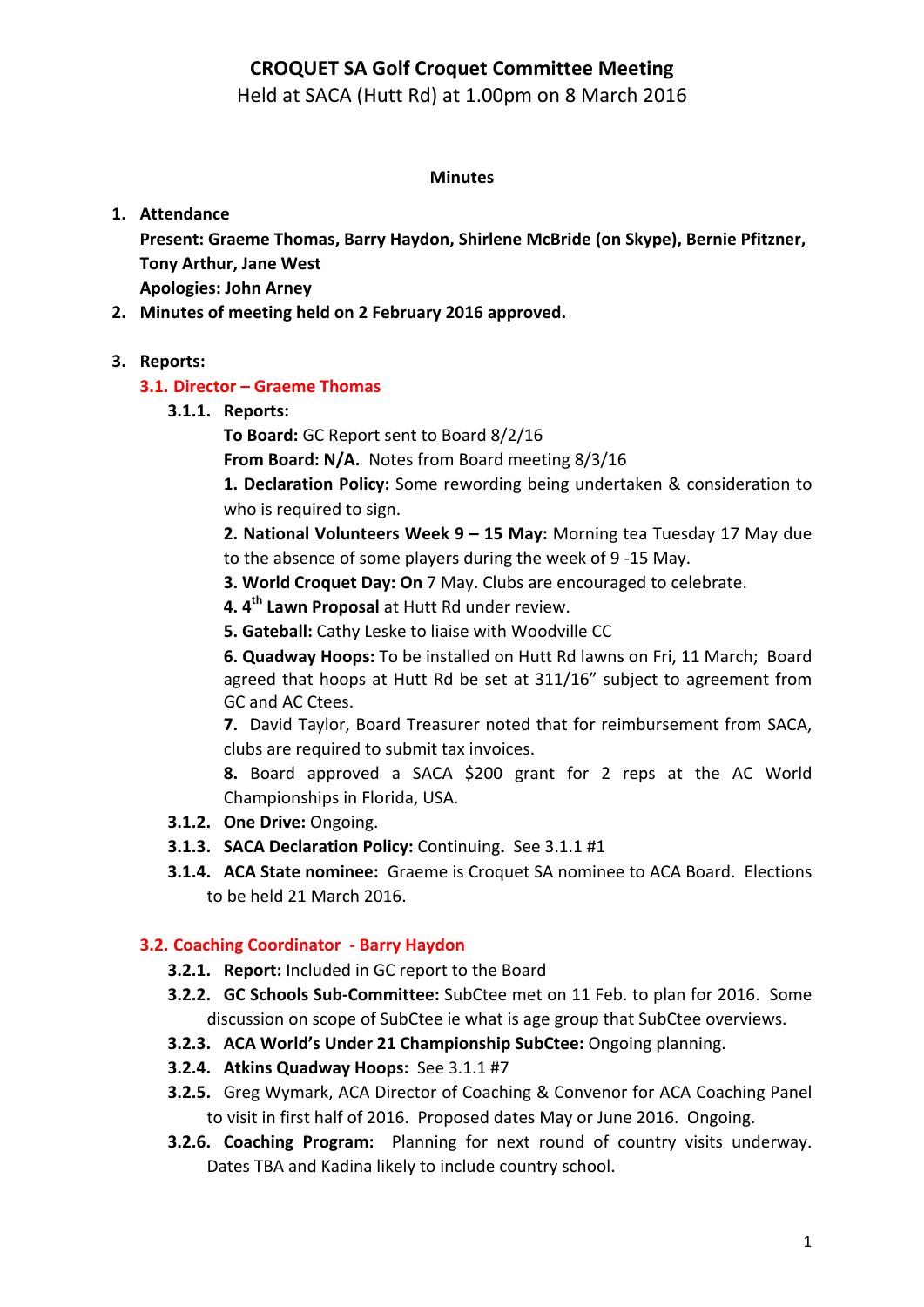# CROQUET SA Golf Croquet Committee Meeting

Held at SACA (Hutt Rd) at 1.00pm on 8 March 2016

**Minutes**

1. **Attendance**

   **Present: Graeme Thomas, Barry Haydon, Shirlene McBride (on Skype), Bernie Pfitzner, Tony Arthur, Jane West**

   **Apologies: John Arney**

2. **Minutes of meeting held on 2 February 2016 approved.**

3. **Reports:**

### 3.1. Director – Graeme Thomas

3.1.1. **Reports:**

**To Board:** GC Report sent to Board 8/2/16

**From Board: N/A.** Notes from Board meeting 8/3/16

**1. Declaration Policy:** Some rewording being undertaken & consideration to who is required to sign.

**2. National Volunteers Week 9 – 15 May:** Morning tea Tuesday 17 May due to the absence of some players during the week of 9 -15 May.

**3. World Croquet Day: On** 7 May. Clubs are encouraged to celebrate.

**4. 4th Lawn Proposal** at Hutt Rd under review.

**5. Gateball:** Cathy Leske to liaise with Woodville CC

**6. Quadway Hoops:** To be installed on Hutt Rd lawns on Fri, 11 March; Board agreed that hoops at Hutt Rd be set at 311/16" subject to agreement from GC and AC Ctees.

**7.** David Taylor, Board Treasurer noted that for reimbursement from SACA, clubs are required to submit tax invoices.

**8.** Board approved a SACA $200 grant for 2 reps at the AC World Championships in Florida, USA.

3.1.2. **One Drive:** Ongoing.

3.1.3. **SACA Declaration Policy:** Continuing**.** See 3.1.1 #1

3.1.4. **ACA State nominee:** Graeme is Croquet SA nominee to ACA Board. Elections to be held 21 March 2016.

### 3.2. Coaching Coordinator - Barry Haydon

3.2.1. **Report:** Included in GC report to the Board

3.2.2. **GC Schools Sub-Committee:** SubCtee met on 11 Feb. to plan for 2016. Some discussion on scope of SubCtee ie what is age group that SubCtee overviews.

3.2.3. **ACA World's Under 21 Championship SubCtee:** Ongoing planning.

3.2.4. **Atkins Quadway Hoops:** See 3.1.1 #7

3.2.5. Greg Wymark, ACA Director of Coaching & Convenor for ACA Coaching Panel to visit in first half of 2016. Proposed dates May or June 2016. Ongoing.

3.2.6. **Coaching Program:** Planning for next round of country visits underway. Dates TBA and Kadina likely to include country school.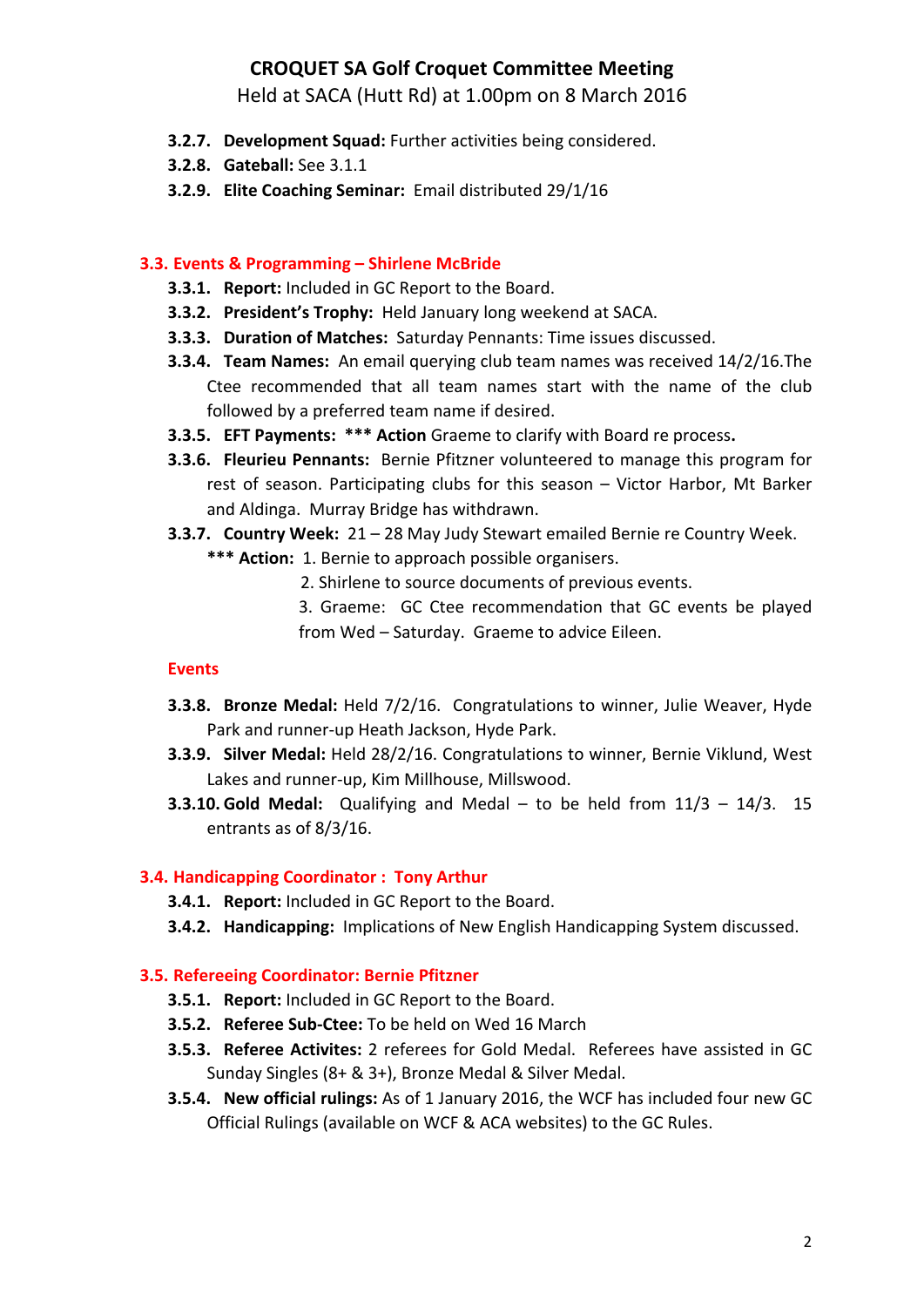# CROQUET SA Golf Croquet Committee Meeting

Held at SACA (Hutt Rd) at 1.00pm on 8 March 2016

- **3.2.7. Development Squad:** Further activities being considered.
- **3.2.8. Gateball:** See 3.1.1
- **3.2.9. Elite Coaching Seminar:** Email distributed 29/1/16

### 3.3. Events & Programming – Shirlene McBride

- **3.3.1. Report:** Included in GC Report to the Board.
- **3.3.2. President's Trophy:** Held January long weekend at SACA.
- **3.3.3. Duration of Matches:** Saturday Pennants: Time issues discussed.
- **3.3.4. Team Names:** An email querying club team names was received 14/2/16.The Ctee recommended that all team names start with the name of the club followed by a preferred team name if desired.
- **3.3.5. EFT Payments: *** Action** Graeme to clarify with Board re process**.**
- **3.3.6. Fleurieu Pennants:** Bernie Pfitzner volunteered to manage this program for rest of season. Participating clubs for this season – Victor Harbor, Mt Barker and Aldinga. Murray Bridge has withdrawn.
- **3.3.7. Country Week:** 21 – 28 May Judy Stewart emailed Bernie re Country Week.
  **\*\*\* Action:** 1. Bernie to approach possible organisers.
  2. Shirlene to source documents of previous events.
  3. Graeme: GC Ctee recommendation that GC events be played from Wed – Saturday. Graeme to advice Eileen.

#### Events

- **3.3.8. Bronze Medal:** Held 7/2/16. Congratulations to winner, Julie Weaver, Hyde Park and runner-up Heath Jackson, Hyde Park.
- **3.3.9. Silver Medal:** Held 28/2/16. Congratulations to winner, Bernie Viklund, West Lakes and runner-up, Kim Millhouse, Millswood.
- **3.3.10. Gold Medal:** Qualifying and Medal – to be held from 11/3 – 14/3. 15 entrants as of 8/3/16.

### 3.4. Handicapping Coordinator : Tony Arthur

- **3.4.1. Report:** Included in GC Report to the Board.
- **3.4.2. Handicapping:** Implications of New English Handicapping System discussed.

### 3.5. Refereeing Coordinator: Bernie Pfitzner

- **3.5.1. Report:** Included in GC Report to the Board.
- **3.5.2. Referee Sub-Ctee:** To be held on Wed 16 March
- **3.5.3. Referee Activites:** 2 referees for Gold Medal. Referees have assisted in GC Sunday Singles (8+ & 3+), Bronze Medal & Silver Medal.
- **3.5.4. New official rulings:** As of 1 January 2016, the WCF has included four new GC Official Rulings (available on WCF & ACA websites) to the GC Rules.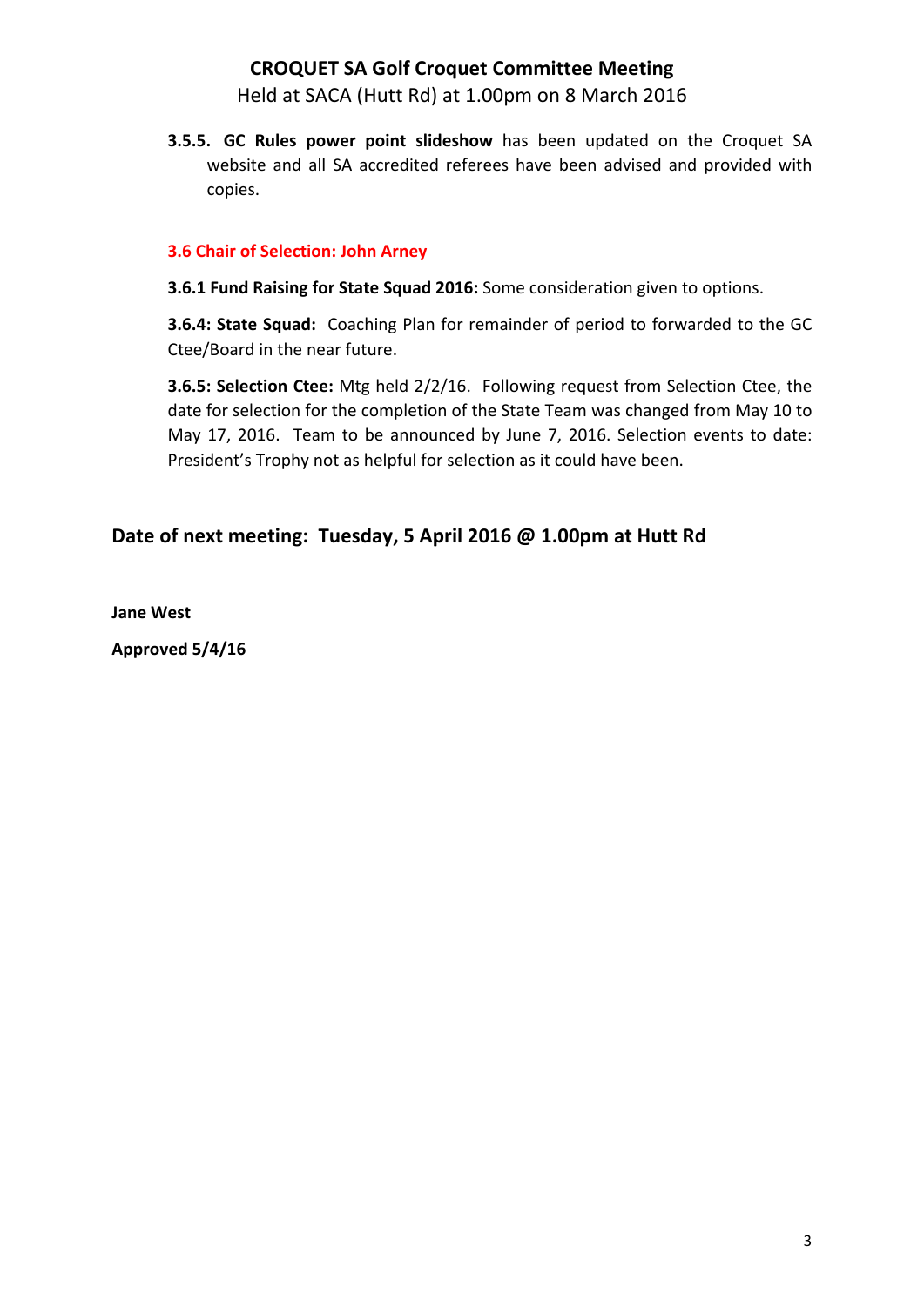# CROQUET SA Golf Croquet Committee Meeting

Held at SACA (Hutt Rd) at 1.00pm on 8 March 2016

**3.5.5. GC Rules power point slideshow** has been updated on the Croquet SA website and all SA accredited referees have been advised and provided with copies.

### 3.6 Chair of Selection: John Arney

**3.6.1 Fund Raising for State Squad 2016:** Some consideration given to options.

**3.6.4: State Squad:** Coaching Plan for remainder of period to forwarded to the GC Ctee/Board in the near future.

**3.6.5: Selection Ctee:** Mtg held 2/2/16. Following request from Selection Ctee, the date for selection for the completion of the State Team was changed from May 10 to May 17, 2016. Team to be announced by June 7, 2016. Selection events to date: President's Trophy not as helpful for selection as it could have been.

## Date of next meeting: Tuesday, 5 April 2016 @ 1.00pm at Hutt Rd

**Jane West**

**Approved 5/4/16**